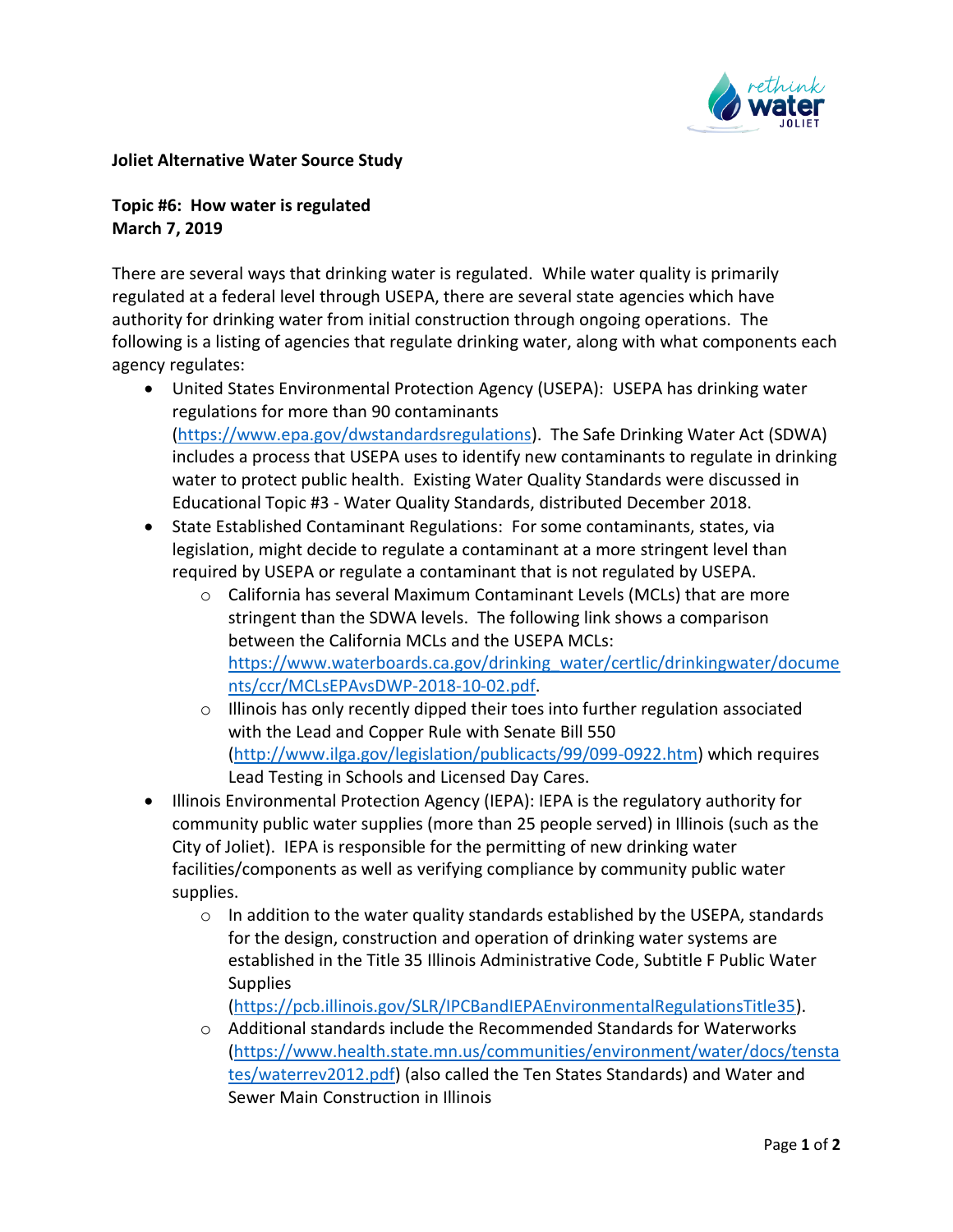**Joliet Alternative Water Source Study**

**Topic #6: How water is regulated**
**March 7, 2019**

There are several ways that drinking water is regulated. While water quality is primarily regulated at a federal level through USEPA, there are several state agencies which have authority for drinking water from initial construction through ongoing operations. The following is a listing of agencies that regulate drinking water, along with what components each agency regulates:

- United States Environmental Protection Agency (USEPA): USEPA has drinking water regulations for more than 90 contaminants (https://www.epa.gov/dwstandardsregulations). The Safe Drinking Water Act (SDWA) includes a process that USEPA uses to identify new contaminants to regulate in drinking water to protect public health. Existing Water Quality Standards were discussed in Educational Topic #3 - Water Quality Standards, distributed December 2018.
- State Established Contaminant Regulations: For some contaminants, states, via legislation, might decide to regulate a contaminant at a more stringent level than required by USEPA or regulate a contaminant that is not regulated by USEPA.
  - California has several Maximum Contaminant Levels (MCLs) that are more stringent than the SDWA levels. The following link shows a comparison between the California MCLs and the USEPA MCLs: https://www.waterboards.ca.gov/drinking_water/certlic/drinkingwater/documents/ccr/MCLsEPAvsDWP-2018-10-02.pdf.
  - Illinois has only recently dipped their toes into further regulation associated with the Lead and Copper Rule with Senate Bill 550 (http://www.ilga.gov/legislation/publicacts/99/099-0922.htm) which requires Lead Testing in Schools and Licensed Day Cares.
- Illinois Environmental Protection Agency (IEPA): IEPA is the regulatory authority for community public water supplies (more than 25 people served) in Illinois (such as the City of Joliet). IEPA is responsible for the permitting of new drinking water facilities/components as well as verifying compliance by community public water supplies.
  - In addition to the water quality standards established by the USEPA, standards for the design, construction and operation of drinking water systems are established in the Title 35 Illinois Administrative Code, Subtitle F Public Water Supplies (https://pcb.illinois.gov/SLR/IPCBandIEPAEnvironmentalRegulationsTitle35).
  - Additional standards include the Recommended Standards for Waterworks (https://www.health.state.mn.us/communities/environment/water/docs/tenstates/waterrev2012.pdf) (also called the Ten States Standards) and Water and Sewer Main Construction in Illinois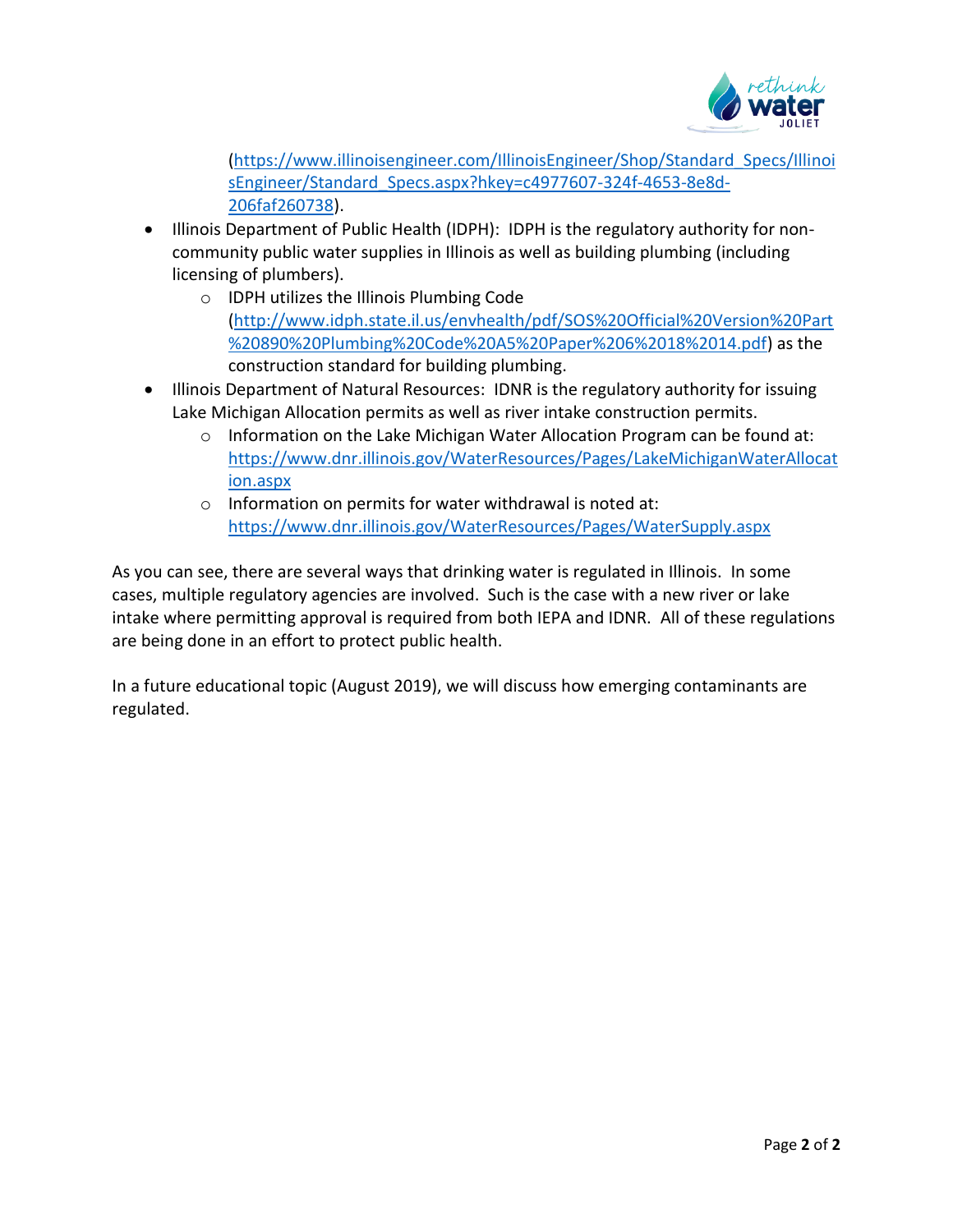(https://www.illinoisengineer.com/IllinoisEngineer/Shop/Standard_Specs/IllinoisEngineer/Standard_Specs.aspx?hkey=c4977607-324f-4653-8e8d-206faf260738).

- Illinois Department of Public Health (IDPH): IDPH is the regulatory authority for non-community public water supplies in Illinois as well as building plumbing (including licensing of plumbers).
  - IDPH utilizes the Illinois Plumbing Code (http://www.idph.state.il.us/envhealth/pdf/SOS%20Official%20Version%20Part%20890%20Plumbing%20Code%20A5%20Paper%206%2018%2014.pdf) as the construction standard for building plumbing.
- Illinois Department of Natural Resources: IDNR is the regulatory authority for issuing Lake Michigan Allocation permits as well as river intake construction permits.
  - Information on the Lake Michigan Water Allocation Program can be found at: https://www.dnr.illinois.gov/WaterResources/Pages/LakeMichiganWaterAllocation.aspx
  - Information on permits for water withdrawal is noted at: https://www.dnr.illinois.gov/WaterResources/Pages/WaterSupply.aspx

As you can see, there are several ways that drinking water is regulated in Illinois. In some cases, multiple regulatory agencies are involved. Such is the case with a new river or lake intake where permitting approval is required from both IEPA and IDNR. All of these regulations are being done in an effort to protect public health.

In a future educational topic (August 2019), we will discuss how emerging contaminants are regulated.